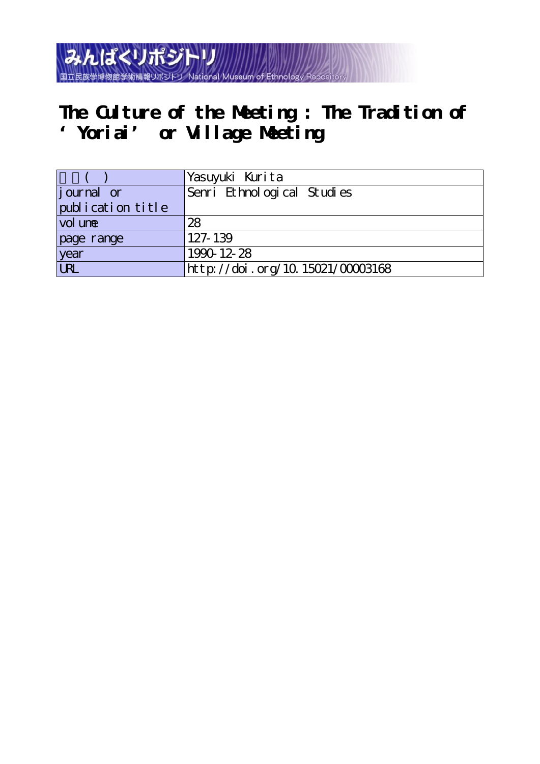みんぱくリポジトリ
国立民族学博物館学術情報リポジトリ National Museum of Ethnology Repository

# The Culture of the Meeting : The Tradition of 'Yoriai' or Village Meeting

| 著者( ) | Yasuyuki Kurita |
|---|---|
| journal or publication title | Senri Ethnological Studies |
| volume | 28 |
| page range | 127-139 |
| year | 1990-12-28 |
| URL | http://doi.org/10.15021/00003168 |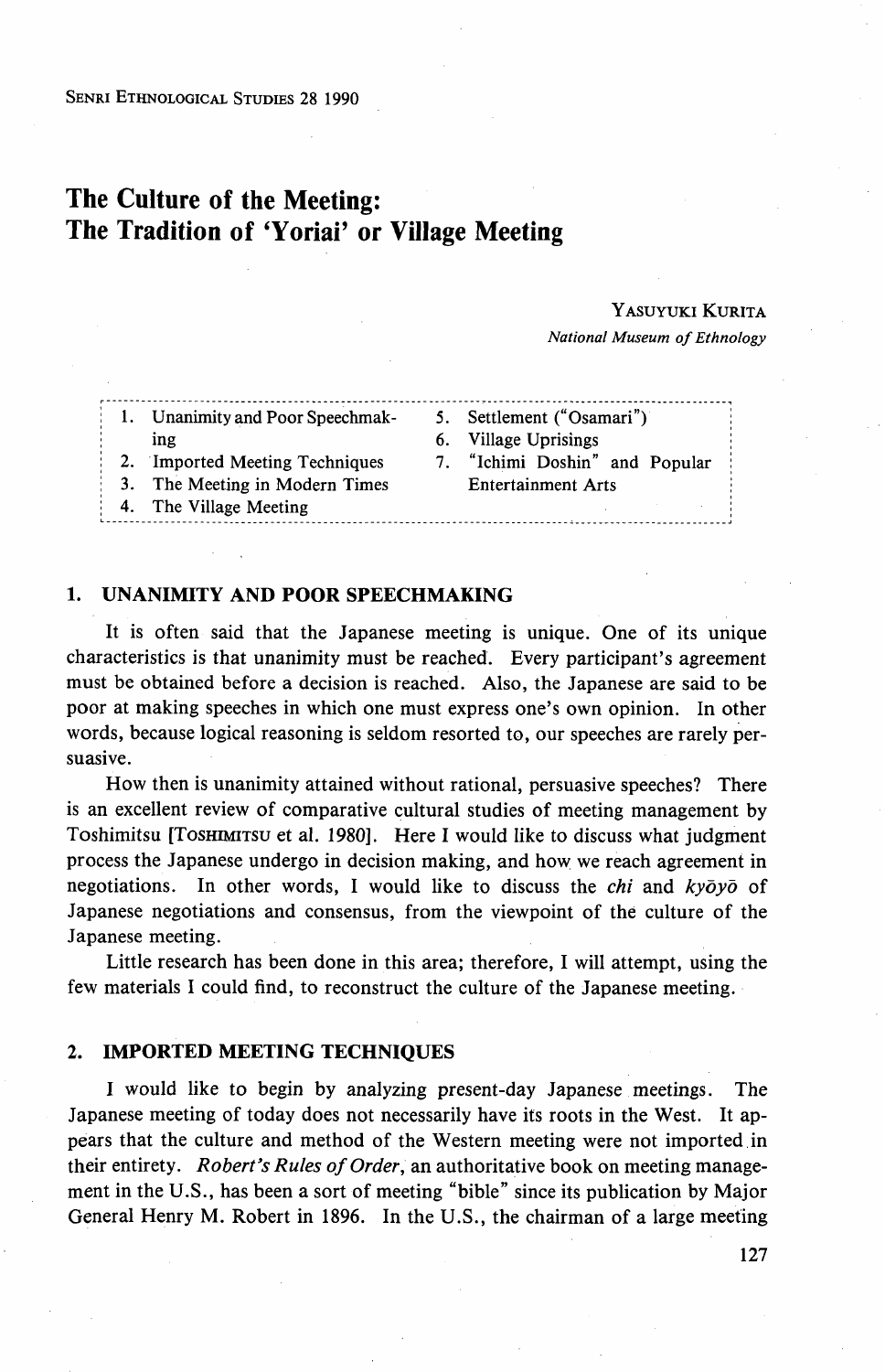# The Culture of the Meeting: The Tradition of 'Yoriai' or Village Meeting

Yasuyuki Kurita

*National Museum of Ethnology*

1. Unanimity and Poor Speechmaking
2. Imported Meeting Techniques
3. The Meeting in Modern Times
4. The Village Meeting
5. Settlement ("Osamari")
6. Village Uprisings
7. "Ichimi Doshin" and Popular Entertainment Arts

## 1. UNANIMITY AND POOR SPEECHMAKING

It is often said that the Japanese meeting is unique. One of its unique characteristics is that unanimity must be reached. Every participant's agreement must be obtained before a decision is reached. Also, the Japanese are said to be poor at making speeches in which one must express one's own opinion. In other words, because logical reasoning is seldom resorted to, our speeches are rarely persuasive.

How then is unanimity attained without rational, persuasive speeches? There is an excellent review of comparative cultural studies of meeting management by Toshimitsu [Toshimitsu et al. 1980]. Here I would like to discuss what judgment process the Japanese undergo in decision making, and how we reach agreement in negotiations. In other words, I would like to discuss the *chi* and *kyōyō* of Japanese negotiations and consensus, from the viewpoint of the culture of the Japanese meeting.

Little research has been done in this area; therefore, I will attempt, using the few materials I could find, to reconstruct the culture of the Japanese meeting.

## 2. IMPORTED MEETING TECHNIQUES

I would like to begin by analyzing present-day Japanese meetings. The Japanese meeting of today does not necessarily have its roots in the West. It appears that the culture and method of the Western meeting were not imported in their entirety. *Robert's Rules of Order*, an authoritative book on meeting management in the U.S., has been a sort of meeting "bible" since its publication by Major General Henry M. Robert in 1896. In the U.S., the chairman of a large meeting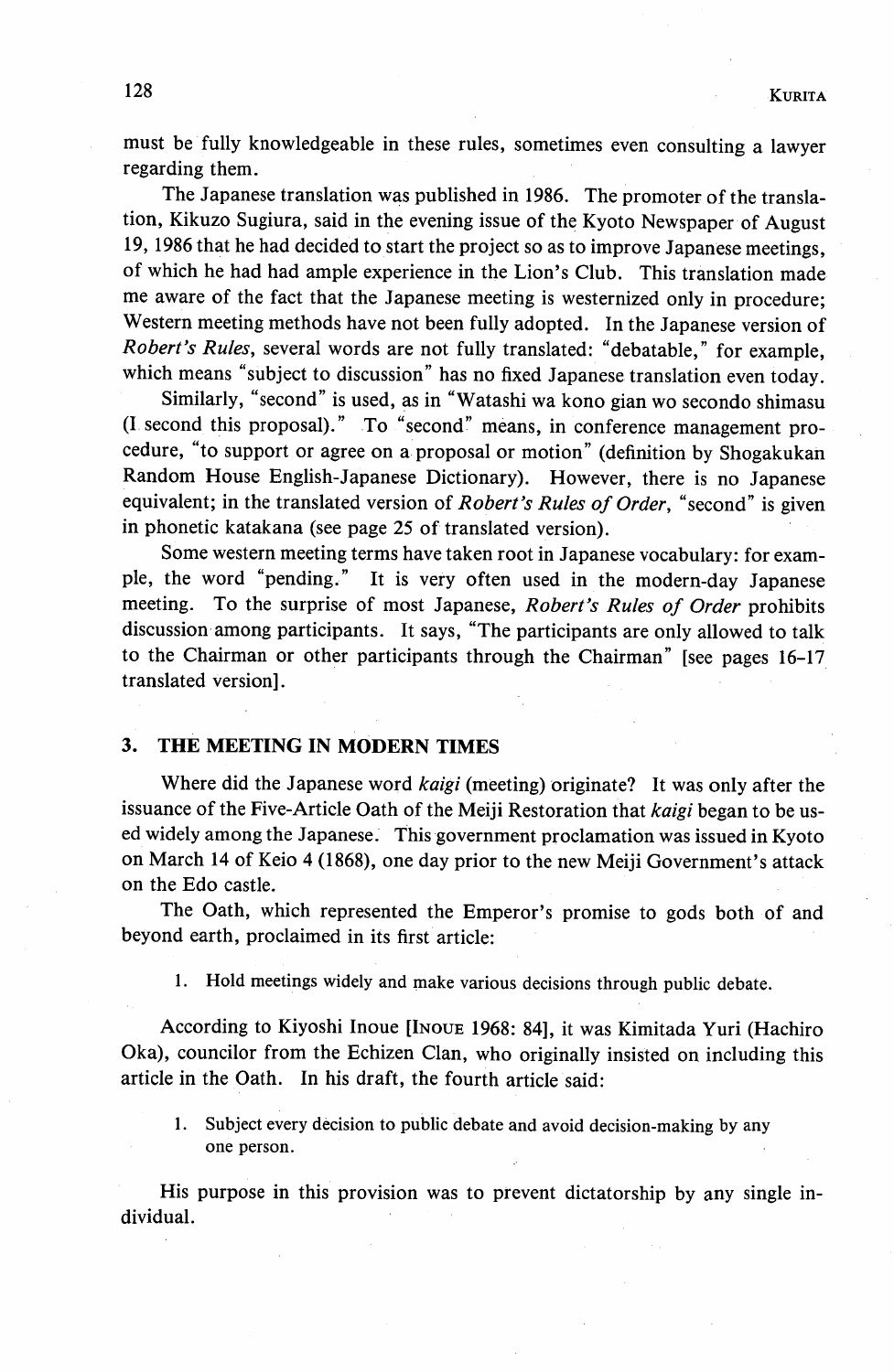must be fully knowledgeable in these rules, sometimes even consulting a lawyer regarding them.

The Japanese translation was published in 1986. The promoter of the translation, Kikuzo Sugiura, said in the evening issue of the Kyoto Newspaper of August 19, 1986 that he had decided to start the project so as to improve Japanese meetings, of which he had had ample experience in the Lion's Club. This translation made me aware of the fact that the Japanese meeting is westernized only in procedure; Western meeting methods have not been fully adopted. In the Japanese version of *Robert's Rules*, several words are not fully translated: "debatable," for example, which means "subject to discussion" has no fixed Japanese translation even today.

Similarly, "second" is used, as in "Watashi wa kono gian wo secondo shimasu (I second this proposal)." To "second" means, in conference management procedure, "to support or agree on a proposal or motion" (definition by Shogakukan Random House English-Japanese Dictionary). However, there is no Japanese equivalent; in the translated version of *Robert's Rules of Order*, "second" is given in phonetic katakana (see page 25 of translated version).

Some western meeting terms have taken root in Japanese vocabulary: for example, the word "pending." It is very often used in the modern-day Japanese meeting. To the surprise of most Japanese, *Robert's Rules of Order* prohibits discussion among participants. It says, "The participants are only allowed to talk to the Chairman or other participants through the Chairman" [see pages 16–17 translated version].

## 3. THE MEETING IN MODERN TIMES

Where did the Japanese word *kaigi* (meeting) originate? It was only after the issuance of the Five-Article Oath of the Meiji Restoration that *kaigi* began to be used widely among the Japanese. This government proclamation was issued in Kyoto on March 14 of Keio 4 (1868), one day prior to the new Meiji Government's attack on the Edo castle.

The Oath, which represented the Emperor's promise to gods both of and beyond earth, proclaimed in its first article:

> 1. Hold meetings widely and make various decisions through public debate.

According to Kiyoshi Inoue [Inoue 1968: 84], it was Kimitada Yuri (Hachiro Oka), councilor from the Echizen Clan, who originally insisted on including this article in the Oath. In his draft, the fourth article said:

> 1. Subject every decision to public debate and avoid decision-making by any one person.

His purpose in this provision was to prevent dictatorship by any single individual.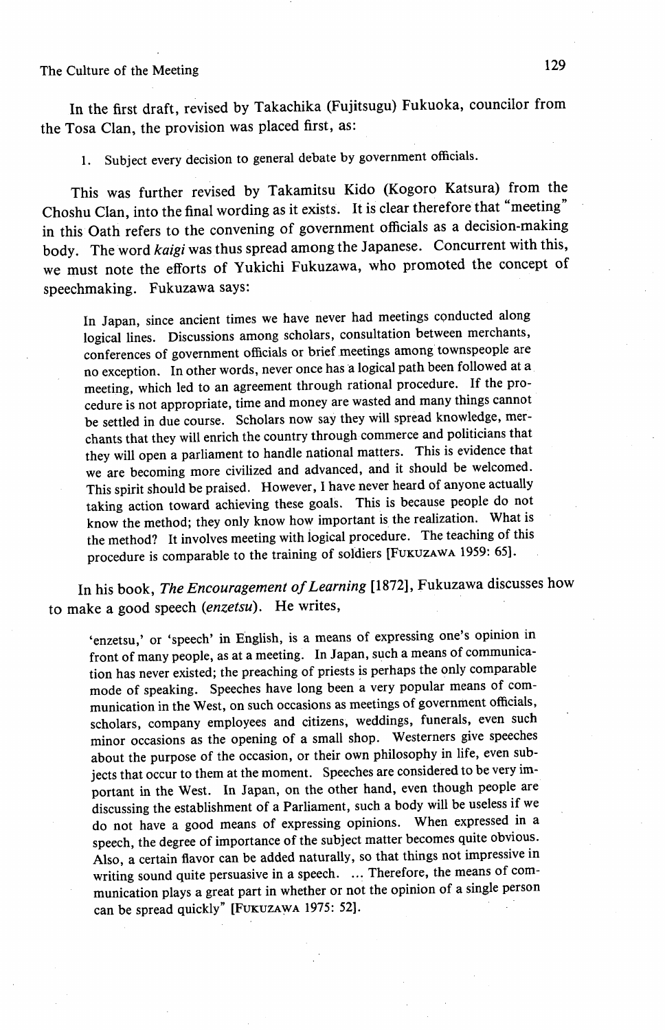In the first draft, revised by Takachika (Fujitsugu) Fukuoka, councilor from the Tosa Clan, the provision was placed first, as:

1. Subject every decision to general debate by government officials.

This was further revised by Takamitsu Kido (Kogoro Katsura) from the Choshu Clan, into the final wording as it exists. It is clear therefore that "meeting" in this Oath refers to the convening of government officials as a decision-making body. The word *kaigi* was thus spread among the Japanese. Concurrent with this, we must note the efforts of Yukichi Fukuzawa, who promoted the concept of speechmaking. Fukuzawa says:

> In Japan, since ancient times we have never had meetings conducted along logical lines. Discussions among scholars, consultation between merchants, conferences of government officials or brief meetings among townspeople are no exception. In other words, never once has a logical path been followed at a meeting, which led to an agreement through rational procedure. If the procedure is not appropriate, time and money are wasted and many things cannot be settled in due course. Scholars now say they will spread knowledge, merchants that they will enrich the country through commerce and politicians that they will open a parliament to handle national matters. This is evidence that we are becoming more civilized and advanced, and it should be welcomed. This spirit should be praised. However, I have never heard of anyone actually taking action toward achieving these goals. This is because people do not know the method; they only know how important is the realization. What is the method? It involves meeting with logical procedure. The teaching of this procedure is comparable to the training of soldiers [FUKUZAWA 1959: 65].

In his book, *The Encouragement of Learning* [1872], Fukuzawa discusses how to make a good speech (*enzetsu*). He writes,

> 'enzetsu,' or 'speech' in English, is a means of expressing one's opinion in front of many people, as at a meeting. In Japan, such a means of communication has never existed; the preaching of priests is perhaps the only comparable mode of speaking. Speeches have long been a very popular means of communication in the West, on such occasions as meetings of government officials, scholars, company employees and citizens, weddings, funerals, even such minor occasions as the opening of a small shop. Westerners give speeches about the purpose of the occasion, or their own philosophy in life, even subjects that occur to them at the moment. Speeches are considered to be very important in the West. In Japan, on the other hand, even though people are discussing the establishment of a Parliament, such a body will be useless if we do not have a good means of expressing opinions. When expressed in a speech, the degree of importance of the subject matter becomes quite obvious. Also, a certain flavor can be added naturally, so that things not impressive in writing sound quite persuasive in a speech. ... Therefore, the means of communication plays a great part in whether or not the opinion of a single person can be spread quickly" [FUKUZAWA 1975: 52].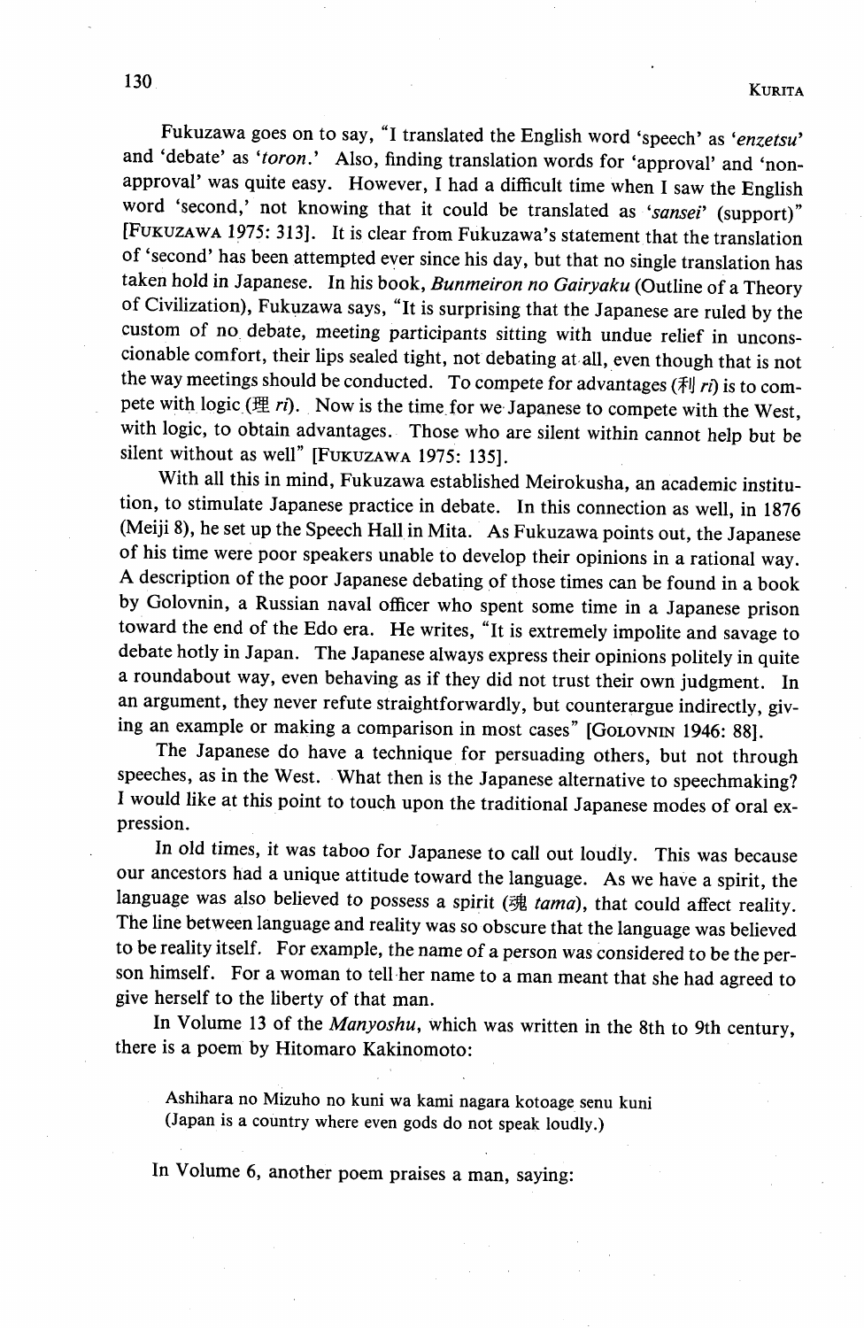Fukuzawa goes on to say, "I translated the English word 'speech' as '*enzetsu*' and 'debate' as '*toron*.' Also, finding translation words for 'approval' and 'non-approval' was quite easy. However, I had a difficult time when I saw the English word 'second,' not knowing that it could be translated as '*sansei*' (support)" [Fukuzawa 1975: 313]. It is clear from Fukuzawa's statement that the translation of 'second' has been attempted ever since his day, but that no single translation has taken hold in Japanese. In his book, *Bunmeiron no Gairyaku* (Outline of a Theory of Civilization), Fukuzawa says, "It is surprising that the Japanese are ruled by the custom of no debate, meeting participants sitting with undue relief in unconscionable comfort, their lips sealed tight, not debating at all, even though that is not the way meetings should be conducted. To compete for advantages (利 *ri*) is to compete with logic (理 *ri*). Now is the time for we Japanese to compete with the West, with logic, to obtain advantages. Those who are silent within cannot help but be silent without as well" [Fukuzawa 1975: 135].

With all this in mind, Fukuzawa established Meirokusha, an academic institution, to stimulate Japanese practice in debate. In this connection as well, in 1876 (Meiji 8), he set up the Speech Hall in Mita. As Fukuzawa points out, the Japanese of his time were poor speakers unable to develop their opinions in a rational way. A description of the poor Japanese debating of those times can be found in a book by Golovnin, a Russian naval officer who spent some time in a Japanese prison toward the end of the Edo era. He writes, "It is extremely impolite and savage to debate hotly in Japan. The Japanese always express their opinions politely in quite a roundabout way, even behaving as if they did not trust their own judgment. In an argument, they never refute straightforwardly, but counterargue indirectly, giving an example or making a comparison in most cases" [Golovnin 1946: 88].

The Japanese do have a technique for persuading others, but not through speeches, as in the West. What then is the Japanese alternative to speechmaking? I would like at this point to touch upon the traditional Japanese modes of oral expression.

In old times, it was taboo for Japanese to call out loudly. This was because our ancestors had a unique attitude toward the language. As we have a spirit, the language was also believed to possess a spirit (魂 *tama*), that could affect reality. The line between language and reality was so obscure that the language was believed to be reality itself. For example, the name of a person was considered to be the person himself. For a woman to tell her name to a man meant that she had agreed to give herself to the liberty of that man.

In Volume 13 of the *Manyoshu*, which was written in the 8th to 9th century, there is a poem by Hitomaro Kakinomoto:

> Ashihara no Mizuho no kuni wa kami nagara kotoage senu kuni
> (Japan is a country where even gods do not speak loudly.)

In Volume 6, another poem praises a man, saying: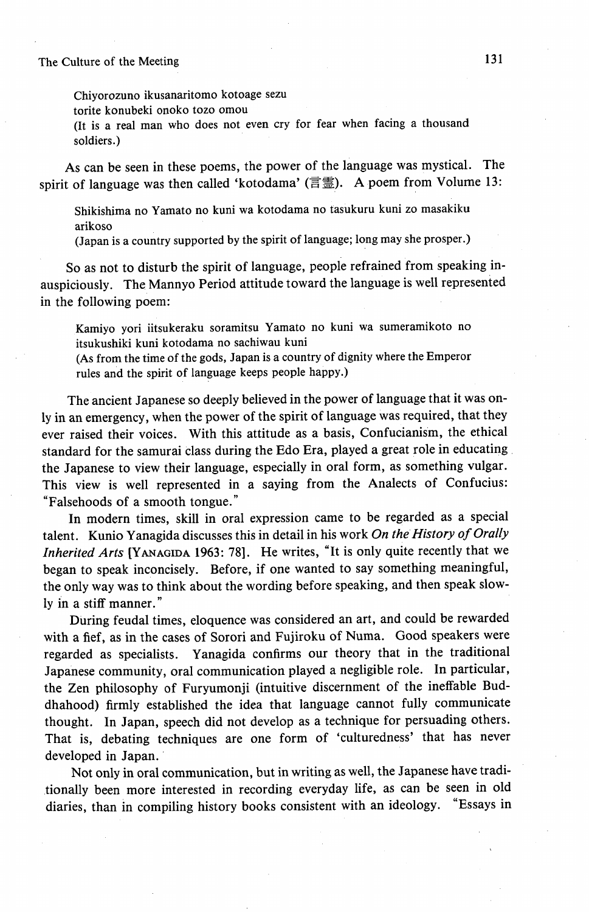> Chiyorozuno ikusanaritomo kotoage sezu
> torite konubeki onoko tozo omou
> (It is a real man who does not even cry for fear when facing a thousand soldiers.)

As can be seen in these poems, the power of the language was mystical. The spirit of language was then called 'kotodama' (言霊). A poem from Volume 13:

> Shikishima no Yamato no kuni wa kotodama no tasukuru kuni zo masakiku arikoso
> (Japan is a country supported by the spirit of language; long may she prosper.)

So as not to disturb the spirit of language, people refrained from speaking inauspiciously. The Mannyo Period attitude toward the language is well represented in the following poem:

> Kamiyo yori iitsukeraku soramitsu Yamato no kuni wa sumeramikoto no itsukushiki kuni kotodama no sachiwau kuni
> (As from the time of the gods, Japan is a country of dignity where the Emperor rules and the spirit of language keeps people happy.)

The ancient Japanese so deeply believed in the power of language that it was only in an emergency, when the power of the spirit of language was required, that they ever raised their voices. With this attitude as a basis, Confucianism, the ethical standard for the samurai class during the Edo Era, played a great role in educating the Japanese to view their language, especially in oral form, as something vulgar. This view is well represented in a saying from the Analects of Confucius: "Falsehoods of a smooth tongue."

In modern times, skill in oral expression came to be regarded as a special talent. Kunio Yanagida discusses this in detail in his work *On the History of Orally Inherited Arts* [YANAGIDA 1963: 78]. He writes, "It is only quite recently that we began to speak inconcisely. Before, if one wanted to say something meaningful, the only way was to think about the wording before speaking, and then speak slowly in a stiff manner."

During feudal times, eloquence was considered an art, and could be rewarded with a fief, as in the cases of Sorori and Fujiroku of Numa. Good speakers were regarded as specialists. Yanagida confirms our theory that in the traditional Japanese community, oral communication played a negligible role. In particular, the Zen philosophy of Furyumonji (intuitive discernment of the ineffable Buddhahood) firmly established the idea that language cannot fully communicate thought. In Japan, speech did not develop as a technique for persuading others. That is, debating techniques are one form of 'culturedness' that has never developed in Japan.

Not only in oral communication, but in writing as well, the Japanese have traditionally been more interested in recording everyday life, as can be seen in old diaries, than in compiling history books consistent with an ideology. "Essays in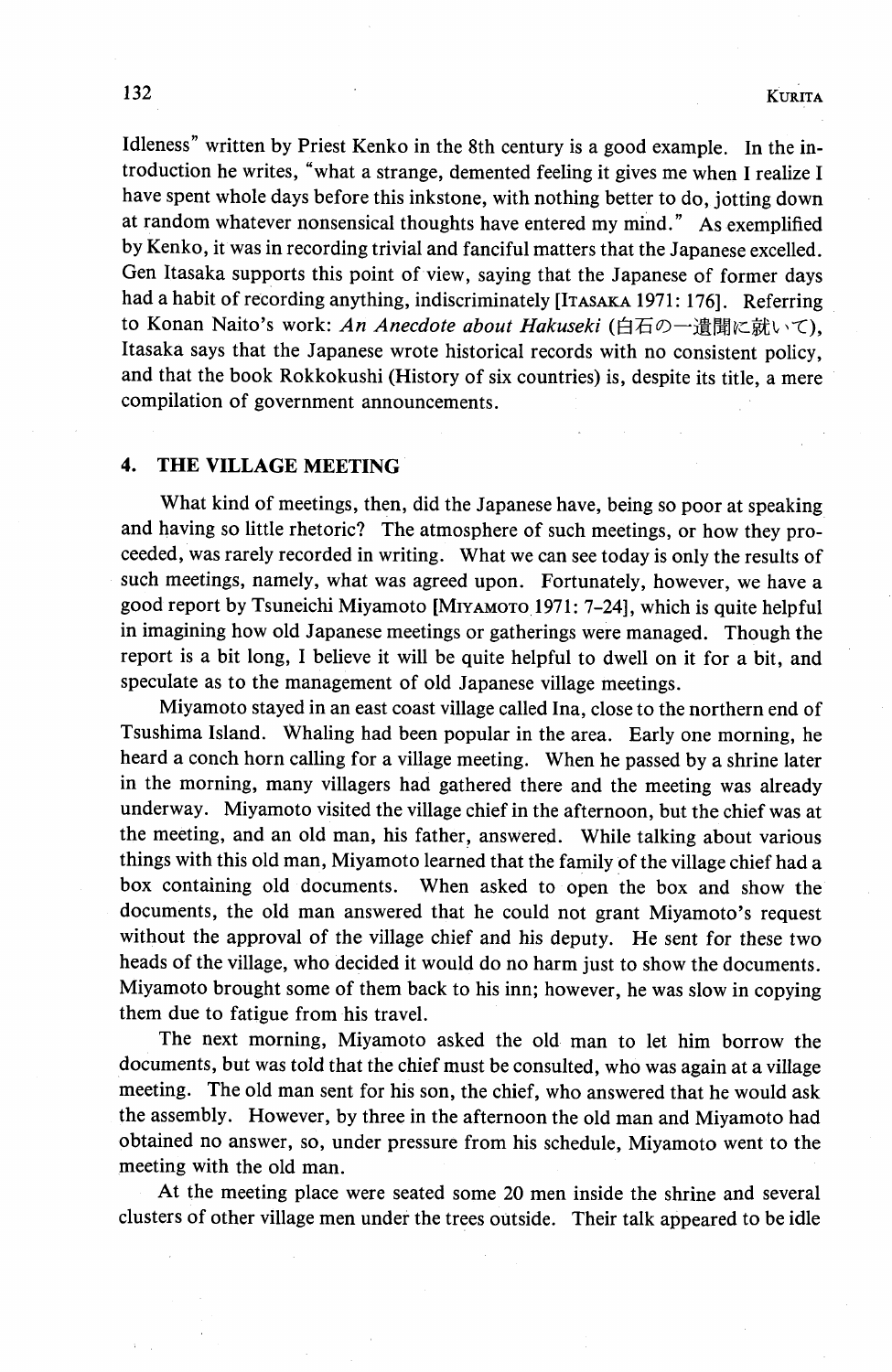Idleness" written by Priest Kenko in the 8th century is a good example. In the introduction he writes, "what a strange, demented feeling it gives me when I realize I have spent whole days before this inkstone, with nothing better to do, jotting down at random whatever nonsensical thoughts have entered my mind." As exemplified by Kenko, it was in recording trivial and fanciful matters that the Japanese excelled. Gen Itasaka supports this point of view, saying that the Japanese of former days had a habit of recording anything, indiscriminately [ITASAKA 1971: 176]. Referring to Konan Naito's work: *An Anecdote about Hakuseki* (白石の一遺聞に就いて), Itasaka says that the Japanese wrote historical records with no consistent policy, and that the book Rokkokushi (History of six countries) is, despite its title, a mere compilation of government announcements.

## 4. THE VILLAGE MEETING

What kind of meetings, then, did the Japanese have, being so poor at speaking and having so little rhetoric? The atmosphere of such meetings, or how they proceeded, was rarely recorded in writing. What we can see today is only the results of such meetings, namely, what was agreed upon. Fortunately, however, we have a good report by Tsuneichi Miyamoto [MIYAMOTO 1971: 7–24], which is quite helpful in imagining how old Japanese meetings or gatherings were managed. Though the report is a bit long, I believe it will be quite helpful to dwell on it for a bit, and speculate as to the management of old Japanese village meetings.

Miyamoto stayed in an east coast village called Ina, close to the northern end of Tsushima Island. Whaling had been popular in the area. Early one morning, he heard a conch horn calling for a village meeting. When he passed by a shrine later in the morning, many villagers had gathered there and the meeting was already underway. Miyamoto visited the village chief in the afternoon, but the chief was at the meeting, and an old man, his father, answered. While talking about various things with this old man, Miyamoto learned that the family of the village chief had a box containing old documents. When asked to open the box and show the documents, the old man answered that he could not grant Miyamoto's request without the approval of the village chief and his deputy. He sent for these two heads of the village, who decided it would do no harm just to show the documents. Miyamoto brought some of them back to his inn; however, he was slow in copying them due to fatigue from his travel.

The next morning, Miyamoto asked the old man to let him borrow the documents, but was told that the chief must be consulted, who was again at a village meeting. The old man sent for his son, the chief, who answered that he would ask the assembly. However, by three in the afternoon the old man and Miyamoto had obtained no answer, so, under pressure from his schedule, Miyamoto went to the meeting with the old man.

At the meeting place were seated some 20 men inside the shrine and several clusters of other village men under the trees outside. Their talk appeared to be idle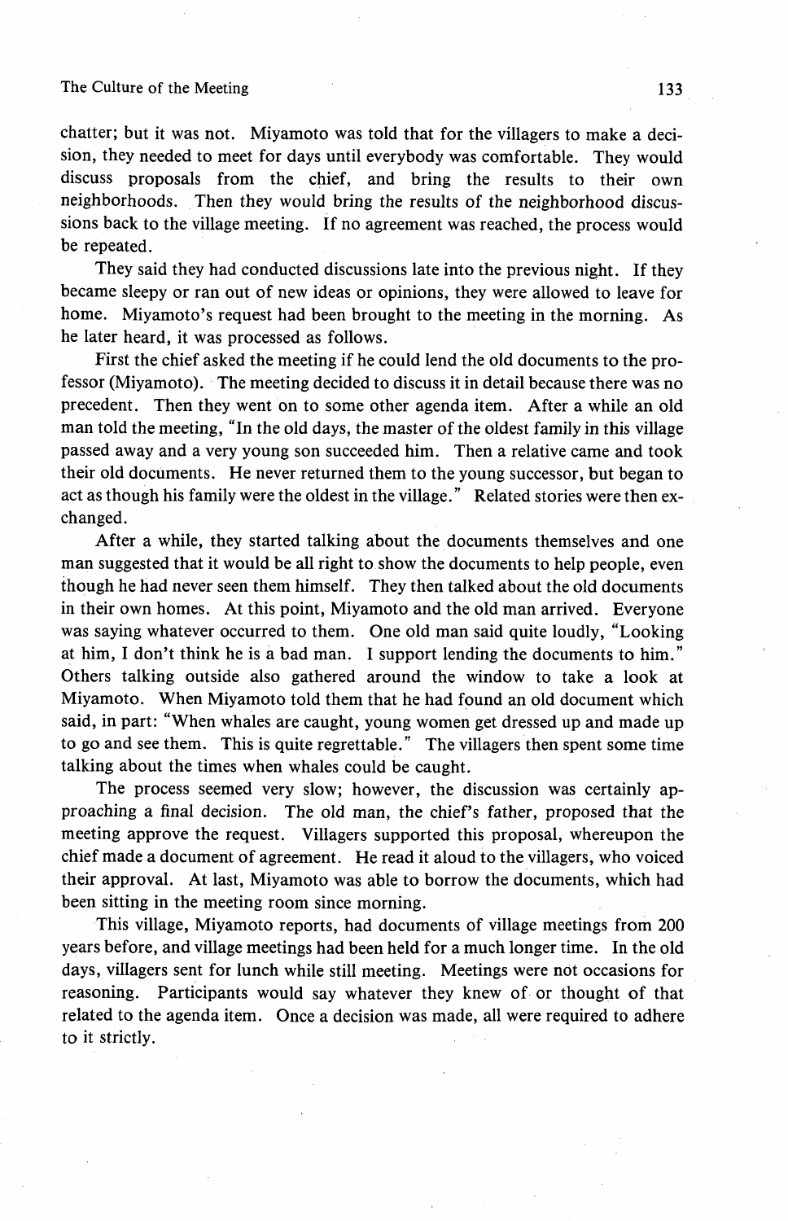chatter; but it was not. Miyamoto was told that for the villagers to make a decision, they needed to meet for days until everybody was comfortable. They would discuss proposals from the chief, and bring the results to their own neighborhoods. Then they would bring the results of the neighborhood discussions back to the village meeting. If no agreement was reached, the process would be repeated.

They said they had conducted discussions late into the previous night. If they became sleepy or ran out of new ideas or opinions, they were allowed to leave for home. Miyamoto's request had been brought to the meeting in the morning. As he later heard, it was processed as follows.

First the chief asked the meeting if he could lend the old documents to the professor (Miyamoto). The meeting decided to discuss it in detail because there was no precedent. Then they went on to some other agenda item. After a while an old man told the meeting, "In the old days, the master of the oldest family in this village passed away and a very young son succeeded him. Then a relative came and took their old documents. He never returned them to the young successor, but began to act as though his family were the oldest in the village." Related stories were then exchanged.

After a while, they started talking about the documents themselves and one man suggested that it would be all right to show the documents to help people, even though he had never seen them himself. They then talked about the old documents in their own homes. At this point, Miyamoto and the old man arrived. Everyone was saying whatever occurred to them. One old man said quite loudly, "Looking at him, I don't think he is a bad man. I support lending the documents to him." Others talking outside also gathered around the window to take a look at Miyamoto. When Miyamoto told them that he had found an old document which said, in part: "When whales are caught, young women get dressed up and made up to go and see them. This is quite regrettable." The villagers then spent some time talking about the times when whales could be caught.

The process seemed very slow; however, the discussion was certainly approaching a final decision. The old man, the chief's father, proposed that the meeting approve the request. Villagers supported this proposal, whereupon the chief made a document of agreement. He read it aloud to the villagers, who voiced their approval. At last, Miyamoto was able to borrow the documents, which had been sitting in the meeting room since morning.

This village, Miyamoto reports, had documents of village meetings from 200 years before, and village meetings had been held for a much longer time. In the old days, villagers sent for lunch while still meeting. Meetings were not occasions for reasoning. Participants would say whatever they knew of or thought of that related to the agenda item. Once a decision was made, all were required to adhere to it strictly.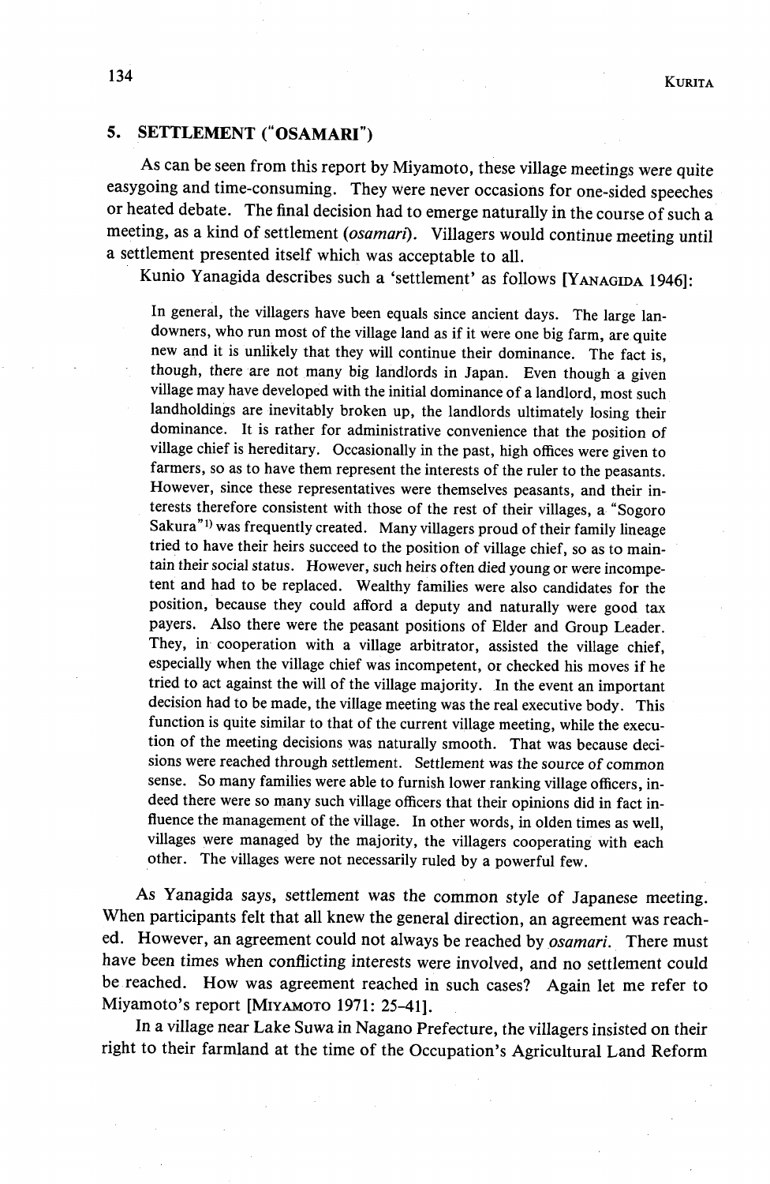## 5. SETTLEMENT ("OSAMARI")

As can be seen from this report by Miyamoto, these village meetings were quite easygoing and time-consuming. They were never occasions for one-sided speeches or heated debate. The final decision had to emerge naturally in the course of such a meeting, as a kind of settlement (*osamari*). Villagers would continue meeting until a settlement presented itself which was acceptable to all.

Kunio Yanagida describes such a 'settlement' as follows [YANAGIDA 1946]:

> In general, the villagers have been equals since ancient days. The large landowners, who run most of the village land as if it were one big farm, are quite new and it is unlikely that they will continue their dominance. The fact is, though, there are not many big landlords in Japan. Even though a given village may have developed with the initial dominance of a landlord, most such landholdings are inevitably broken up, the landlords ultimately losing their dominance. It is rather for administrative convenience that the position of village chief is hereditary. Occasionally in the past, high offices were given to farmers, so as to have them represent the interests of the ruler to the peasants. However, since these representatives were themselves peasants, and their interests therefore consistent with those of the rest of their villages, a "Sogoro Sakura"[1] was frequently created. Many villagers proud of their family lineage tried to have their heirs succeed to the position of village chief, so as to maintain their social status. However, such heirs often died young or were incompetent and had to be replaced. Wealthy families were also candidates for the position, because they could afford a deputy and naturally were good tax payers. Also there were the peasant positions of Elder and Group Leader. They, in cooperation with a village arbitrator, assisted the village chief, especially when the village chief was incompetent, or checked his moves if he tried to act against the will of the village majority. In the event an important decision had to be made, the village meeting was the real executive body. This function is quite similar to that of the current village meeting, while the execution of the meeting decisions was naturally smooth. That was because decisions were reached through settlement. Settlement was the source of common sense. So many families were able to furnish lower ranking village officers, indeed there were so many such village officers that their opinions did in fact influence the management of the village. In other words, in olden times as well, villages were managed by the majority, the villagers cooperating with each other. The villages were not necessarily ruled by a powerful few.

As Yanagida says, settlement was the common style of Japanese meeting. When participants felt that all knew the general direction, an agreement was reached. However, an agreement could not always be reached by *osamari*. There must have been times when conflicting interests were involved, and no settlement could be reached. How was agreement reached in such cases? Again let me refer to Miyamoto's report [MIYAMOTO 1971: 25–41].

In a village near Lake Suwa in Nagano Prefecture, the villagers insisted on their right to their farmland at the time of the Occupation's Agricultural Land Reform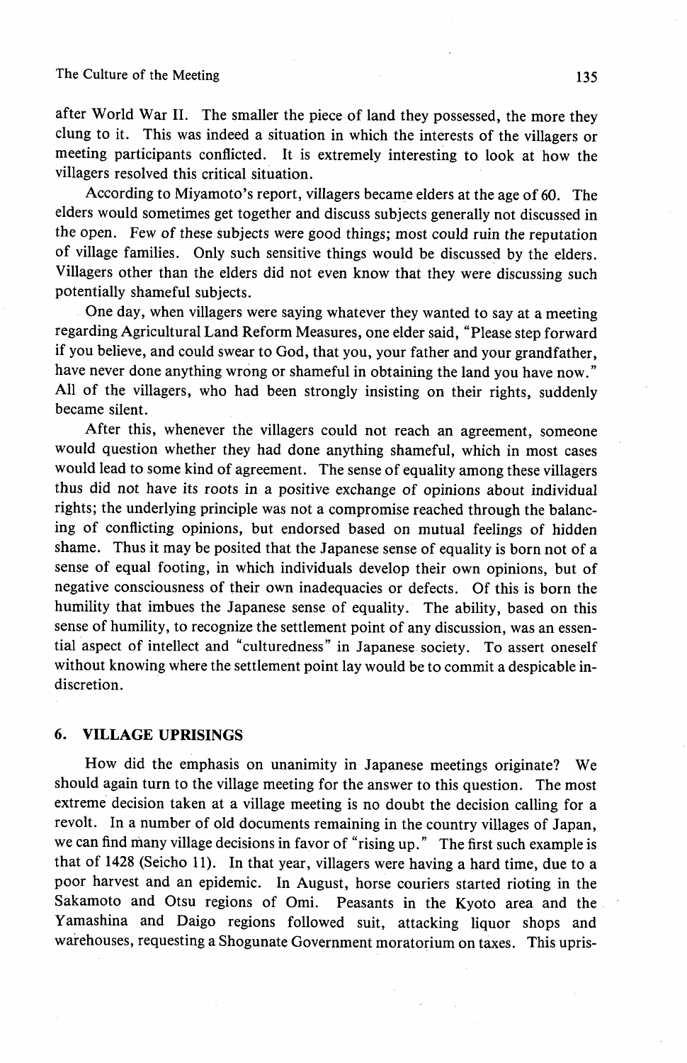after World War II. The smaller the piece of land they possessed, the more they clung to it. This was indeed a situation in which the interests of the villagers or meeting participants conflicted. It is extremely interesting to look at how the villagers resolved this critical situation.

According to Miyamoto's report, villagers became elders at the age of 60. The elders would sometimes get together and discuss subjects generally not discussed in the open. Few of these subjects were good things; most could ruin the reputation of village families. Only such sensitive things would be discussed by the elders. Villagers other than the elders did not even know that they were discussing such potentially shameful subjects.

One day, when villagers were saying whatever they wanted to say at a meeting regarding Agricultural Land Reform Measures, one elder said, "Please step forward if you believe, and could swear to God, that you, your father and your grandfather, have never done anything wrong or shameful in obtaining the land you have now." All of the villagers, who had been strongly insisting on their rights, suddenly became silent.

After this, whenever the villagers could not reach an agreement, someone would question whether they had done anything shameful, which in most cases would lead to some kind of agreement. The sense of equality among these villagers thus did not have its roots in a positive exchange of opinions about individual rights; the underlying principle was not a compromise reached through the balancing of conflicting opinions, but endorsed based on mutual feelings of hidden shame. Thus it may be posited that the Japanese sense of equality is born not of a sense of equal footing, in which individuals develop their own opinions, but of negative consciousness of their own inadequacies or defects. Of this is born the humility that imbues the Japanese sense of equality. The ability, based on this sense of humility, to recognize the settlement point of any discussion, was an essential aspect of intellect and "culturedness" in Japanese society. To assert oneself without knowing where the settlement point lay would be to commit a despicable indiscretion.

## 6. VILLAGE UPRISINGS

How did the emphasis on unanimity in Japanese meetings originate? We should again turn to the village meeting for the answer to this question. The most extreme decision taken at a village meeting is no doubt the decision calling for a revolt. In a number of old documents remaining in the country villages of Japan, we can find many village decisions in favor of "rising up." The first such example is that of 1428 (Seicho 11). In that year, villagers were having a hard time, due to a poor harvest and an epidemic. In August, horse couriers started rioting in the Sakamoto and Otsu regions of Omi. Peasants in the Kyoto area and the Yamashina and Daigo regions followed suit, attacking liquor shops and warehouses, requesting a Shogunate Government moratorium on taxes. This upris-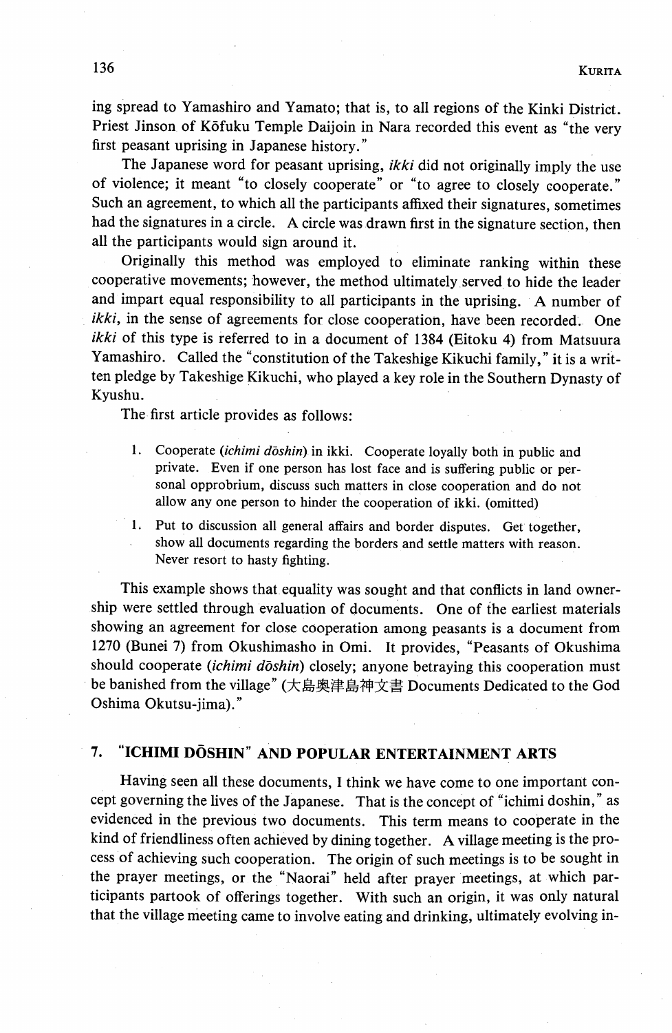ing spread to Yamashiro and Yamato; that is, to all regions of the Kinki District. Priest Jinson of Kōfuku Temple Daijoin in Nara recorded this event as "the very first peasant uprising in Japanese history."

The Japanese word for peasant uprising, *ikki* did not originally imply the use of violence; it meant "to closely cooperate" or "to agree to closely cooperate." Such an agreement, to which all the participants affixed their signatures, sometimes had the signatures in a circle. A circle was drawn first in the signature section, then all the participants would sign around it.

Originally this method was employed to eliminate ranking within these cooperative movements; however, the method ultimately served to hide the leader and impart equal responsibility to all participants in the uprising. A number of *ikki*, in the sense of agreements for close cooperation, have been recorded. One *ikki* of this type is referred to in a document of 1384 (Eitoku 4) from Matsuura Yamashiro. Called the "constitution of the Takeshige Kikuchi family," it is a written pledge by Takeshige Kikuchi, who played a key role in the Southern Dynasty of Kyushu.

The first article provides as follows:

> 1. Cooperate (*ichimi dōshin*) in ikki. Cooperate loyally both in public and private. Even if one person has lost face and is suffering public or personal opprobrium, discuss such matters in close cooperation and do not allow any one person to hinder the cooperation of ikki. (omitted)
>
> 1. Put to discussion all general affairs and border disputes. Get together, show all documents regarding the borders and settle matters with reason. Never resort to hasty fighting.

This example shows that equality was sought and that conflicts in land ownership were settled through evaluation of documents. One of the earliest materials showing an agreement for close cooperation among peasants is a document from 1270 (Bunei 7) from Okushimasho in Omi. It provides, "Peasants of Okushima should cooperate (*ichimi dōshin*) closely; anyone betraying this cooperation must be banished from the village" (大島奥津島神文書 Documents Dedicated to the God Oshima Okutsu-jima)."

## 7. "ICHIMI DŌSHIN" AND POPULAR ENTERTAINMENT ARTS

Having seen all these documents, I think we have come to one important concept governing the lives of the Japanese. That is the concept of "ichimi doshin," as evidenced in the previous two documents. This term means to cooperate in the kind of friendliness often achieved by dining together. A village meeting is the process of achieving such cooperation. The origin of such meetings is to be sought in the prayer meetings, or the "Naorai" held after prayer meetings, at which participants partook of offerings together. With such an origin, it was only natural that the village meeting came to involve eating and drinking, ultimately evolving in-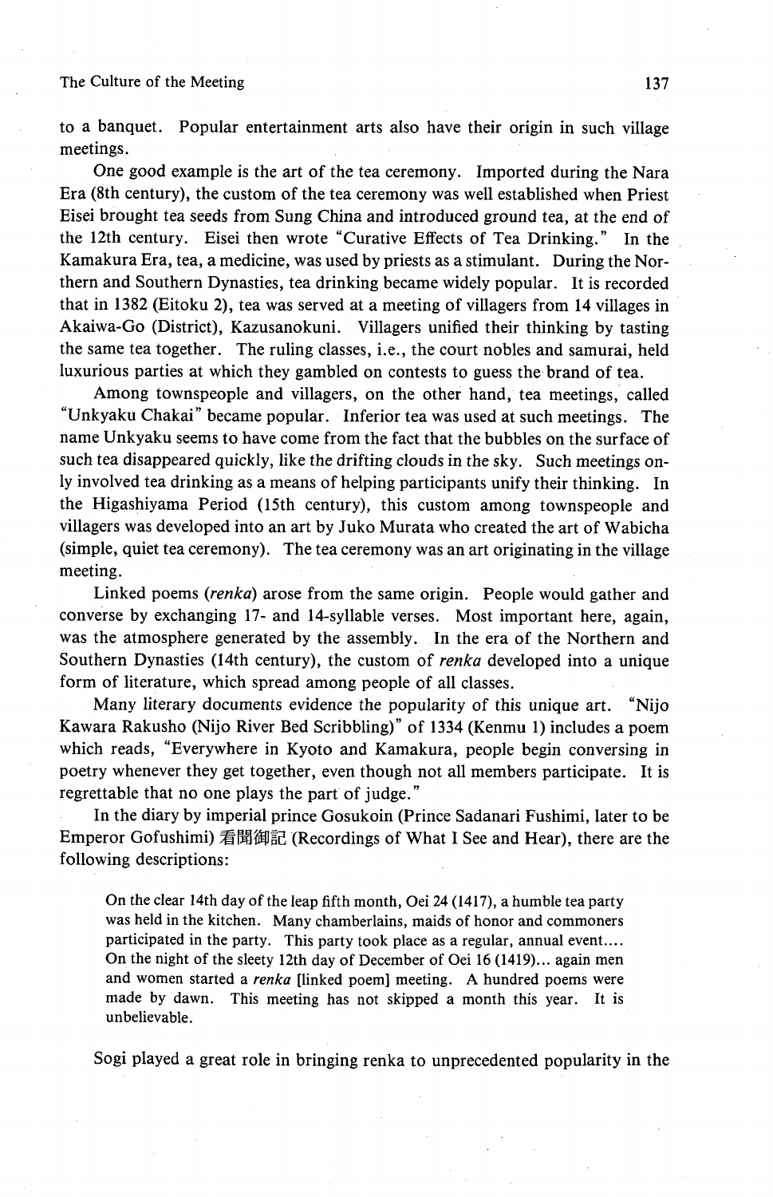to a banquet. Popular entertainment arts also have their origin in such village meetings.

One good example is the art of the tea ceremony. Imported during the Nara Era (8th century), the custom of the tea ceremony was well established when Priest Eisei brought tea seeds from Sung China and introduced ground tea, at the end of the 12th century. Eisei then wrote "Curative Effects of Tea Drinking." In the Kamakura Era, tea, a medicine, was used by priests as a stimulant. During the Northern and Southern Dynasties, tea drinking became widely popular. It is recorded that in 1382 (Eitoku 2), tea was served at a meeting of villagers from 14 villages in Akaiwa-Go (District), Kazusanokuni. Villagers unified their thinking by tasting the same tea together. The ruling classes, i.e., the court nobles and samurai, held luxurious parties at which they gambled on contests to guess the brand of tea.

Among townspeople and villagers, on the other hand, tea meetings, called "Unkyaku Chakai" became popular. Inferior tea was used at such meetings. The name Unkyaku seems to have come from the fact that the bubbles on the surface of such tea disappeared quickly, like the drifting clouds in the sky. Such meetings only involved tea drinking as a means of helping participants unify their thinking. In the Higashiyama Period (15th century), this custom among townspeople and villagers was developed into an art by Juko Murata who created the art of Wabicha (simple, quiet tea ceremony). The tea ceremony was an art originating in the village meeting.

Linked poems (*renka*) arose from the same origin. People would gather and converse by exchanging 17- and 14-syllable verses. Most important here, again, was the atmosphere generated by the assembly. In the era of the Northern and Southern Dynasties (14th century), the custom of *renka* developed into a unique form of literature, which spread among people of all classes.

Many literary documents evidence the popularity of this unique art. "Nijo Kawara Rakusho (Nijo River Bed Scribbling)" of 1334 (Kenmu 1) includes a poem which reads, "Everywhere in Kyoto and Kamakura, people begin conversing in poetry whenever they get together, even though not all members participate. It is regrettable that no one plays the part of judge."

In the diary by imperial prince Gosukoin (Prince Sadanari Fushimi, later to be Emperor Gofushimi) 看聞御記 (Recordings of What I See and Hear), there are the following descriptions:

> On the clear 14th day of the leap fifth month, Oei 24 (1417), a humble tea party was held in the kitchen. Many chamberlains, maids of honor and commoners participated in the party. This party took place as a regular, annual event.... On the night of the sleety 12th day of December of Oei 16 (1419)... again men and women started a *renka* [linked poem] meeting. A hundred poems were made by dawn. This meeting has not skipped a month this year. It is unbelievable.

Sogi played a great role in bringing renka to unprecedented popularity in the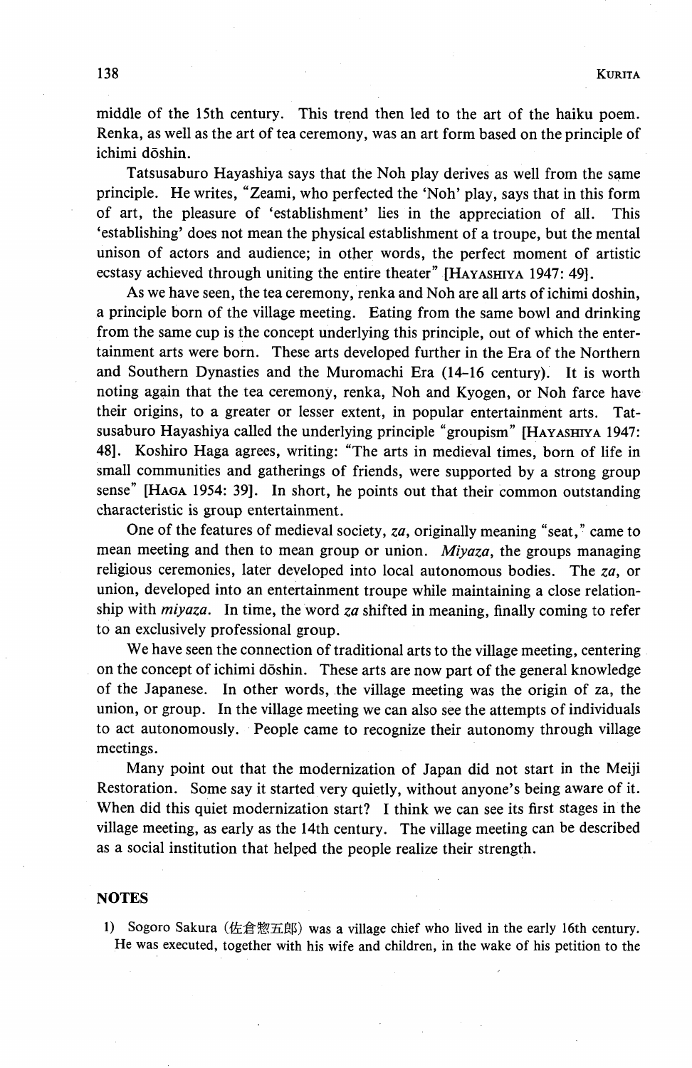middle of the 15th century. This trend then led to the art of the haiku poem. Renka, as well as the art of tea ceremony, was an art form based on the principle of ichimi dōshin.

Tatsusaburo Hayashiya says that the Noh play derives as well from the same principle. He writes, "Zeami, who perfected the 'Noh' play, says that in this form of art, the pleasure of 'establishment' lies in the appreciation of all. This 'establishing' does not mean the physical establishment of a troupe, but the mental unison of actors and audience; in other words, the perfect moment of artistic ecstasy achieved through uniting the entire theater" [Hayashiya 1947: 49].

As we have seen, the tea ceremony, renka and Noh are all arts of ichimi doshin, a principle born of the village meeting. Eating from the same bowl and drinking from the same cup is the concept underlying this principle, out of which the entertainment arts were born. These arts developed further in the Era of the Northern and Southern Dynasties and the Muromachi Era (14–16 century). It is worth noting again that the tea ceremony, renka, Noh and Kyogen, or Noh farce have their origins, to a greater or lesser extent, in popular entertainment arts. Tatsusaburo Hayashiya called the underlying principle "groupism" [Hayashiya 1947: 48]. Koshiro Haga agrees, writing: "The arts in medieval times, born of life in small communities and gatherings of friends, were supported by a strong group sense" [Haga 1954: 39]. In short, he points out that their common outstanding characteristic is group entertainment.

One of the features of medieval society, *za*, originally meaning "seat," came to mean meeting and then to mean group or union. *Miyaza*, the groups managing religious ceremonies, later developed into local autonomous bodies. The *za*, or union, developed into an entertainment troupe while maintaining a close relationship with *miyaza*. In time, the word *za* shifted in meaning, finally coming to refer to an exclusively professional group.

We have seen the connection of traditional arts to the village meeting, centering on the concept of ichimi dōshin. These arts are now part of the general knowledge of the Japanese. In other words, the village meeting was the origin of za, the union, or group. In the village meeting we can also see the attempts of individuals to act autonomously. People came to recognize their autonomy through village meetings.

Many point out that the modernization of Japan did not start in the Meiji Restoration. Some say it started very quietly, without anyone's being aware of it. When did this quiet modernization start? I think we can see its first stages in the village meeting, as early as the 14th century. The village meeting can be described as a social institution that helped the people realize their strength.

## NOTES

1) Sogoro Sakura (佐倉惣五郎) was a village chief who lived in the early 16th century. He was executed, together with his wife and children, in the wake of his petition to the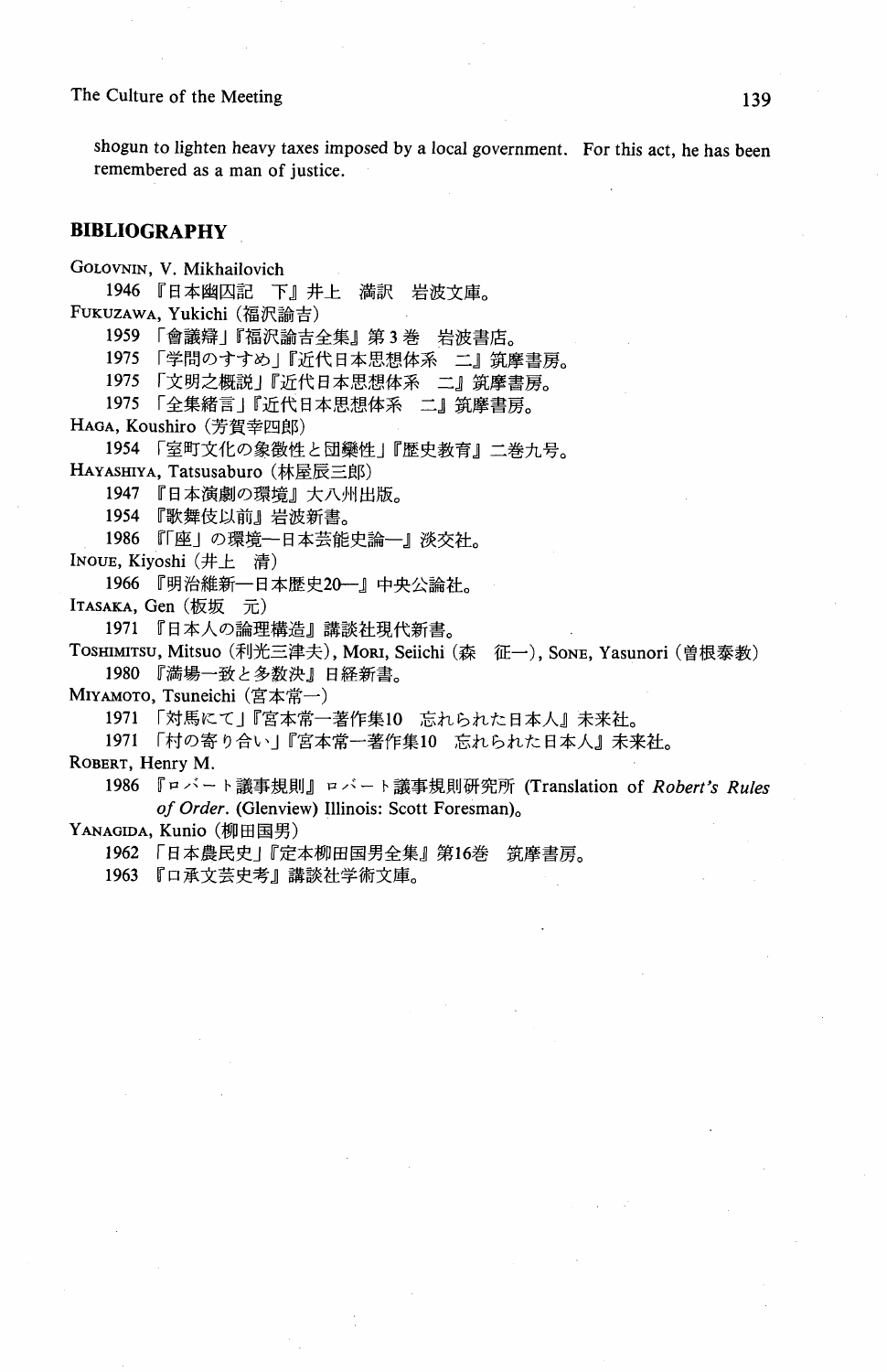shogun to lighten heavy taxes imposed by a local government. For this act, he has been remembered as a man of justice.

## BIBLIOGRAPHY

GOLOVNIN, V. Mikhailovich

1946 『日本幽囚記　下』井上　満訳　岩波文庫。

FUKUZAWA, Yukichi (福沢諭吉)

1959 「會議辯」『福沢諭吉全集』第３巻　岩波書店。

1975 「学問のすすめ」『近代日本思想体系　二』筑摩書房。

1975 「文明之概説」『近代日本思想体系　二』筑摩書房。

1975 「全集緒言」『近代日本思想体系　二』筑摩書房。

HAGA, Koushiro (芳賀幸四郎)

1954 「室町文化の象徴性と団欒性」『歴史教育』二巻九号。

HAYASHIYA, Tatsusaburo (林屋辰三郎)

1947 『日本演劇の環境』大八州出版。

1954 『歌舞伎以前』岩波新書。

1986 『「座」の環境—日本芸能史論—』淡交社。

INOUE, Kiyoshi (井上　清)

1966 『明治維新—日本歴史20—』中央公論社。

ITASAKA, Gen (板坂　元)

1971 『日本人の論理構造』講談社現代新書。

TOSHIMITSU, Mitsuo (利光三津夫), MORI, Seiichi (森　征一), SONE, Yasunori (曽根泰教)

1980 『満場一致と多数決』日経新書。

MIYAMOTO, Tsuneichi (宮本常一)

1971 「対馬にて」『宮本常一著作集10　忘れられた日本人』未来社。

1971 「村の寄り合い」『宮本常一著作集10　忘れられた日本人』未来社。

ROBERT, Henry M.

1986 『ロバート議事規則』ロバート議事規則研究所 (Translation of *Robert's Rules of Order*. (Glenview) Illinois: Scott Foresman)。

YANAGIDA, Kunio (柳田国男)

1962 「日本農民史」『定本柳田国男全集』第16巻　筑摩書房。

1963 『口承文芸史考』講談社学術文庫。